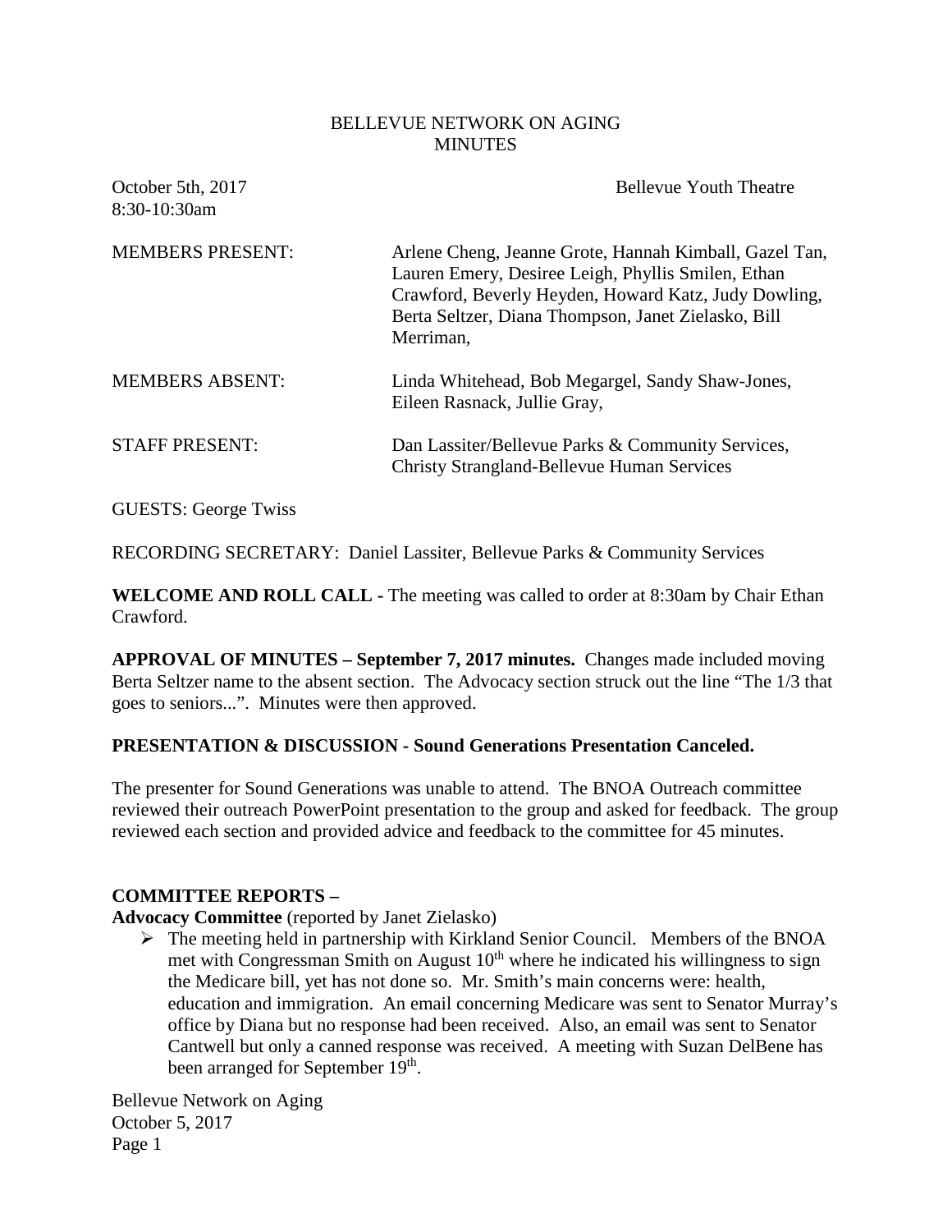BELLEVUE NETWORK ON AGING
MINUTES

October 5th, 2017 Bellevue Youth Theatre
8:30-10:30am

MEMBERS PRESENT: Arlene Cheng, Jeanne Grote, Hannah Kimball, Gazel Tan, Lauren Emery, Desiree Leigh, Phyllis Smilen, Ethan Crawford, Beverly Heyden, Howard Katz, Judy Dowling, Berta Seltzer, Diana Thompson, Janet Zielasko, Bill Merriman,

MEMBERS ABSENT: Linda Whitehead, Bob Megargel, Sandy Shaw-Jones, Eileen Rasnack, Jullie Gray,

STAFF PRESENT: Dan Lassiter/Bellevue Parks & Community Services, Christy Strangland-Bellevue Human Services

GUESTS: George Twiss

RECORDING SECRETARY: Daniel Lassiter, Bellevue Parks & Community Services

**WELCOME AND ROLL CALL -** The meeting was called to order at 8:30am by Chair Ethan Crawford.

**APPROVAL OF MINUTES – September 7, 2017 minutes.** Changes made included moving Berta Seltzer name to the absent section. The Advocacy section struck out the line "The 1/3 that goes to seniors...". Minutes were then approved.

**PRESENTATION & DISCUSSION - Sound Generations Presentation Canceled.**

The presenter for Sound Generations was unable to attend. The BNOA Outreach committee reviewed their outreach PowerPoint presentation to the group and asked for feedback. The group reviewed each section and provided advice and feedback to the committee for 45 minutes.

**COMMITTEE REPORTS –**

**Advocacy Committee** (reported by Janet Zielasko)

- The meeting held in partnership with Kirkland Senior Council. Members of the BNOA met with Congressman Smith on August 10th where he indicated his willingness to sign the Medicare bill, yet has not done so. Mr. Smith's main concerns were: health, education and immigration. An email concerning Medicare was sent to Senator Murray's office by Diana but no response had been received. Also, an email was sent to Senator Cantwell but only a canned response was received. A meeting with Suzan DelBene has been arranged for September 19th.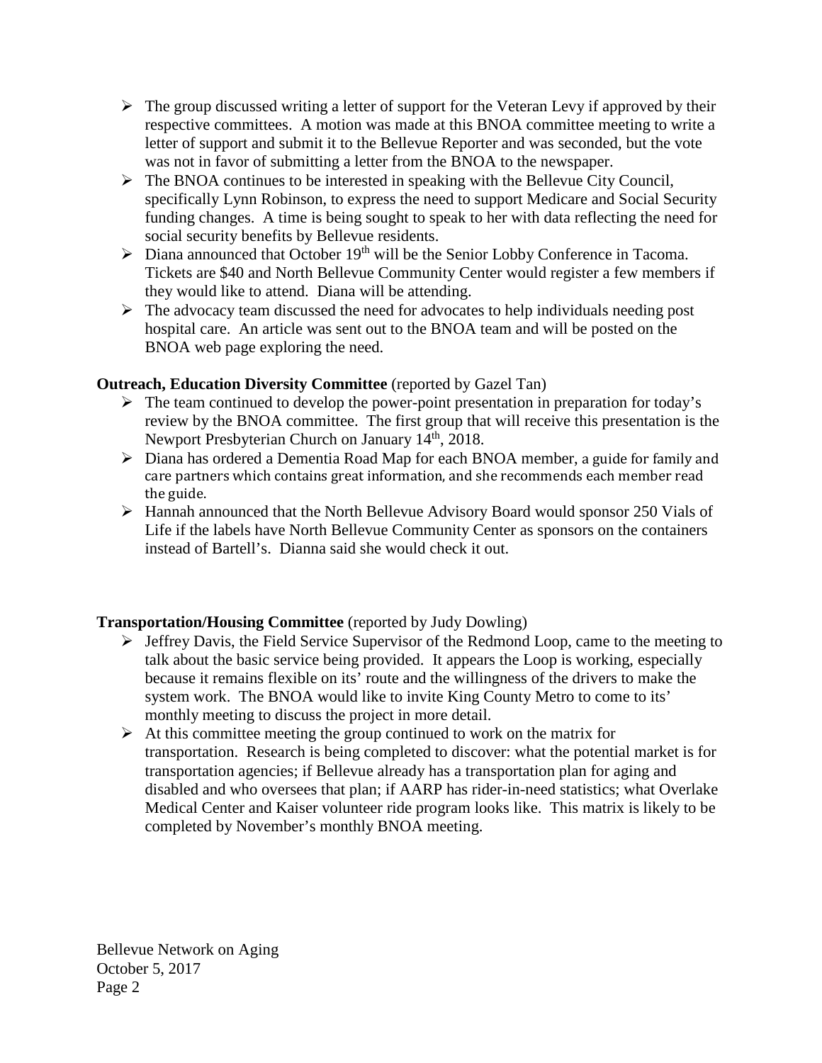- The group discussed writing a letter of support for the Veteran Levy if approved by their respective committees. A motion was made at this BNOA committee meeting to write a letter of support and submit it to the Bellevue Reporter and was seconded, but the vote was not in favor of submitting a letter from the BNOA to the newspaper.
- The BNOA continues to be interested in speaking with the Bellevue City Council, specifically Lynn Robinson, to express the need to support Medicare and Social Security funding changes. A time is being sought to speak to her with data reflecting the need for social security benefits by Bellevue residents.
- Diana announced that October 19th will be the Senior Lobby Conference in Tacoma. Tickets are $40 and North Bellevue Community Center would register a few members if they would like to attend. Diana will be attending.
- The advocacy team discussed the need for advocates to help individuals needing post hospital care. An article was sent out to the BNOA team and will be posted on the BNOA web page exploring the need.

**Outreach, Education Diversity Committee** (reported by Gazel Tan)

- The team continued to develop the power-point presentation in preparation for today's review by the BNOA committee. The first group that will receive this presentation is the Newport Presbyterian Church on January 14th, 2018.
- Diana has ordered a Dementia Road Map for each BNOA member, a guide for family and care partners which contains great information, and she recommends each member read the guide.
- Hannah announced that the North Bellevue Advisory Board would sponsor 250 Vials of Life if the labels have North Bellevue Community Center as sponsors on the containers instead of Bartell's. Dianna said she would check it out.

**Transportation/Housing Committee** (reported by Judy Dowling)

- Jeffrey Davis, the Field Service Supervisor of the Redmond Loop, came to the meeting to talk about the basic service being provided. It appears the Loop is working, especially because it remains flexible on its' route and the willingness of the drivers to make the system work. The BNOA would like to invite King County Metro to come to its' monthly meeting to discuss the project in more detail.
- At this committee meeting the group continued to work on the matrix for transportation. Research is being completed to discover: what the potential market is for transportation agencies; if Bellevue already has a transportation plan for aging and disabled and who oversees that plan; if AARP has rider-in-need statistics; what Overlake Medical Center and Kaiser volunteer ride program looks like. This matrix is likely to be completed by November's monthly BNOA meeting.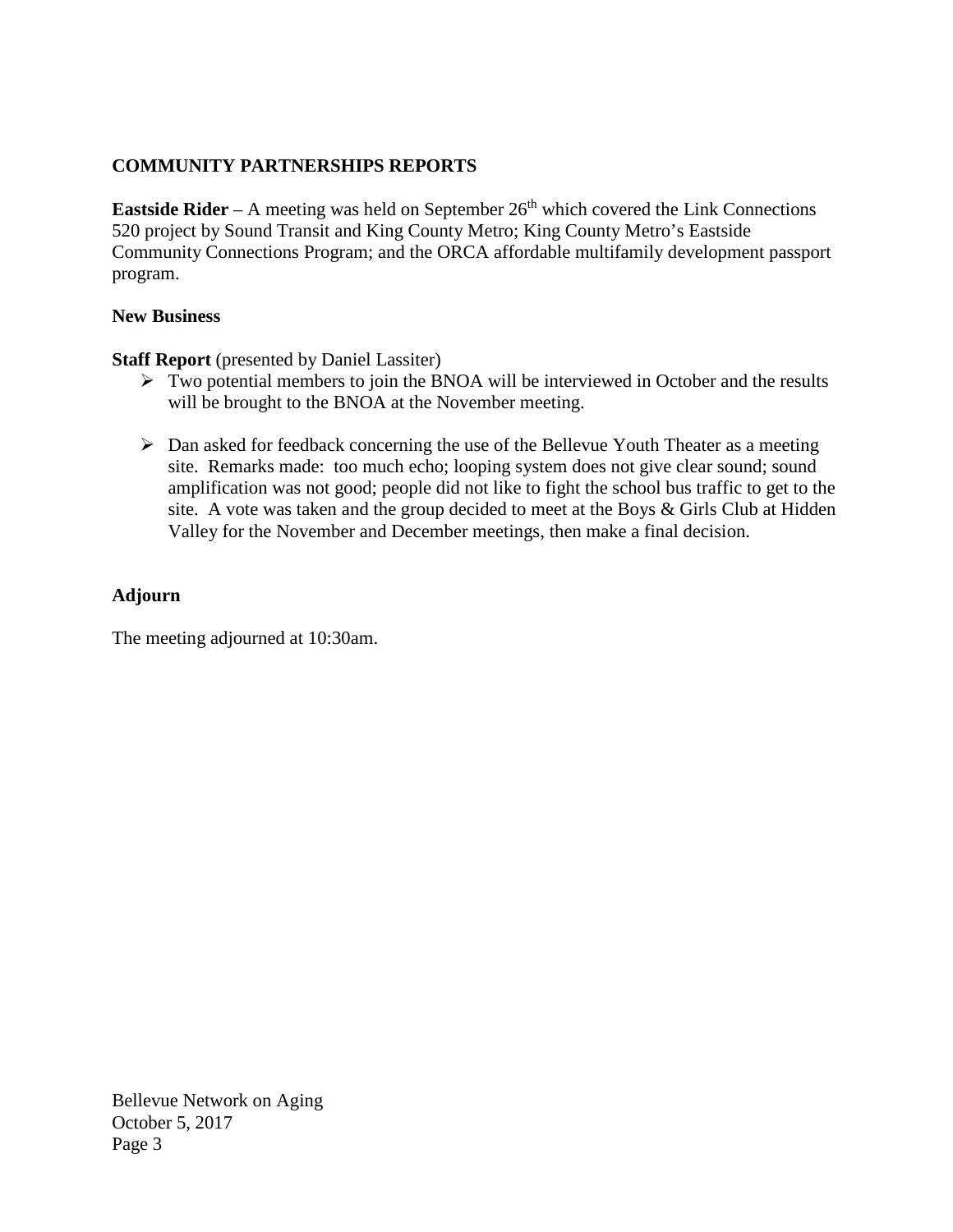**COMMUNITY PARTNERSHIPS REPORTS**

**Eastside Rider** – A meeting was held on September 26th which covered the Link Connections 520 project by Sound Transit and King County Metro; King County Metro's Eastside Community Connections Program; and the ORCA affordable multifamily development passport program.

**New Business**

**Staff Report** (presented by Daniel Lassiter)

- Two potential members to join the BNOA will be interviewed in October and the results will be brought to the BNOA at the November meeting.

- Dan asked for feedback concerning the use of the Bellevue Youth Theater as a meeting site. Remarks made: too much echo; looping system does not give clear sound; sound amplification was not good; people did not like to fight the school bus traffic to get to the site. A vote was taken and the group decided to meet at the Boys & Girls Club at Hidden Valley for the November and December meetings, then make a final decision.

**Adjourn**

The meeting adjourned at 10:30am.